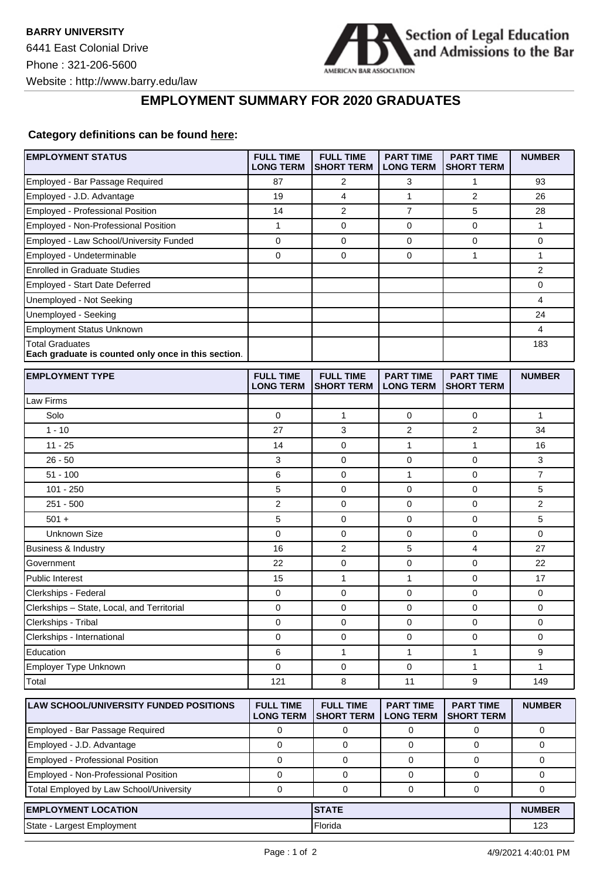**BARRY UNIVERSITY**

6441 East Colonial Drive

Phone : 321-206-5600

Website : http://www.barry.edu/law

Section of Legal Education and Admissions to the Bar

AMERICAN BAR ASSOCIATION

## EMPLOYMENT SUMMARY FOR 2020 GRADUATES

**Category definitions can be found here:**

| EMPLOYMENT STATUS | FULL TIME LONG TERM | FULL TIME SHORT TERM | PART TIME LONG TERM | PART TIME SHORT TERM | NUMBER |
|---|---|---|---|---|---|
| Employed - Bar Passage Required | 87 | 2 | 3 | 1 | 93 |
| Employed - J.D. Advantage | 19 | 4 | 1 | 2 | 26 |
| Employed - Professional Position | 14 | 2 | 7 | 5 | 28 |
| Employed - Non-Professional Position | 1 | 0 | 0 | 0 | 1 |
| Employed - Law School/University Funded | 0 | 0 | 0 | 0 | 0 |
| Employed - Undeterminable | 0 | 0 | 0 | 1 | 1 |
| Enrolled in Graduate Studies | | | | | 2 |
| Employed - Start Date Deferred | | | | | 0 |
| Unemployed - Not Seeking | | | | | 4 |
| Unemployed - Seeking | | | | | 24 |
| Employment Status Unknown | | | | | 4 |
| Total Graduates<br>**Each graduate is counted only once in this section**. | | | | | 183 |

| EMPLOYMENT TYPE | FULL TIME LONG TERM | FULL TIME SHORT TERM | PART TIME LONG TERM | PART TIME SHORT TERM | NUMBER |
|---|---|---|---|---|---|
| Law Firms | | | | | |
| Solo | 0 | 1 | 0 | 0 | 1 |
| 1 - 10 | 27 | 3 | 2 | 2 | 34 |
| 11 - 25 | 14 | 0 | 1 | 1 | 16 |
| 26 - 50 | 3 | 0 | 0 | 0 | 3 |
| 51 - 100 | 6 | 0 | 1 | 0 | 7 |
| 101 - 250 | 5 | 0 | 0 | 0 | 5 |
| 251 - 500 | 2 | 0 | 0 | 0 | 2 |
| 501 + | 5 | 0 | 0 | 0 | 5 |
| Unknown Size | 0 | 0 | 0 | 0 | 0 |
| Business & Industry | 16 | 2 | 5 | 4 | 27 |
| Government | 22 | 0 | 0 | 0 | 22 |
| Public Interest | 15 | 1 | 1 | 0 | 17 |
| Clerkships - Federal | 0 | 0 | 0 | 0 | 0 |
| Clerkships – State, Local, and Territorial | 0 | 0 | 0 | 0 | 0 |
| Clerkships - Tribal | 0 | 0 | 0 | 0 | 0 |
| Clerkships - International | 0 | 0 | 0 | 0 | 0 |
| Education | 6 | 1 | 1 | 1 | 9 |
| Employer Type Unknown | 0 | 0 | 0 | 1 | 1 |
| Total | 121 | 8 | 11 | 9 | 149 |

| LAW SCHOOL/UNIVERSITY FUNDED POSITIONS | FULL TIME LONG TERM | FULL TIME SHORT TERM | PART TIME LONG TERM | PART TIME SHORT TERM | NUMBER |
|---|---|---|---|---|---|
| Employed - Bar Passage Required | 0 | 0 | 0 | 0 | 0 |
| Employed - J.D. Advantage | 0 | 0 | 0 | 0 | 0 |
| Employed - Professional Position | 0 | 0 | 0 | 0 | 0 |
| Employed - Non-Professional Position | 0 | 0 | 0 | 0 | 0 |
| Total Employed by Law School/University | 0 | 0 | 0 | 0 | 0 |

| EMPLOYMENT LOCATION | STATE | NUMBER |
|---|---|---|
| State - Largest Employment | Florida | 123 |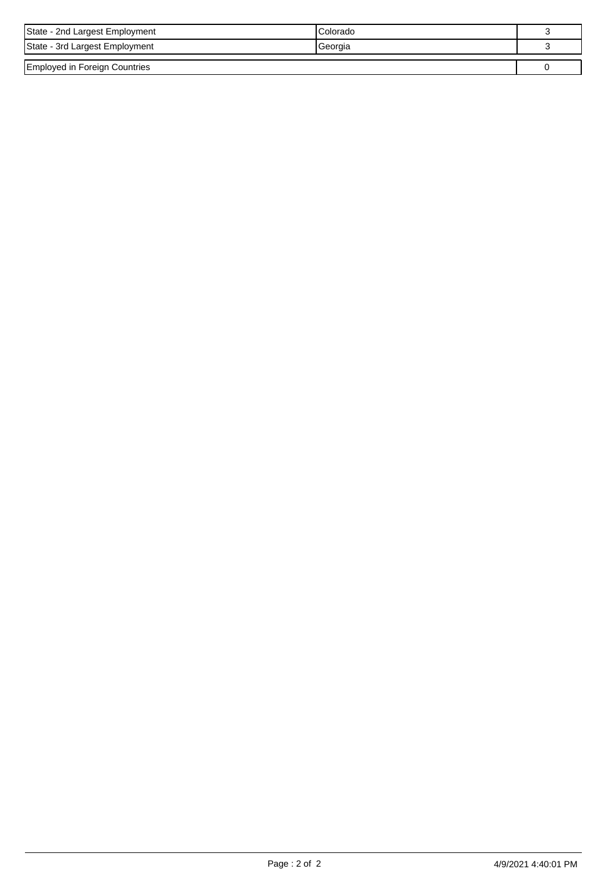| | | |
|---|---|---|
| State - 2nd Largest Employment | Colorado | 3 |
| State - 3rd Largest Employment | Georgia | 3 |

| | |
|---|---|
| Employed in Foreign Countries | 0 |